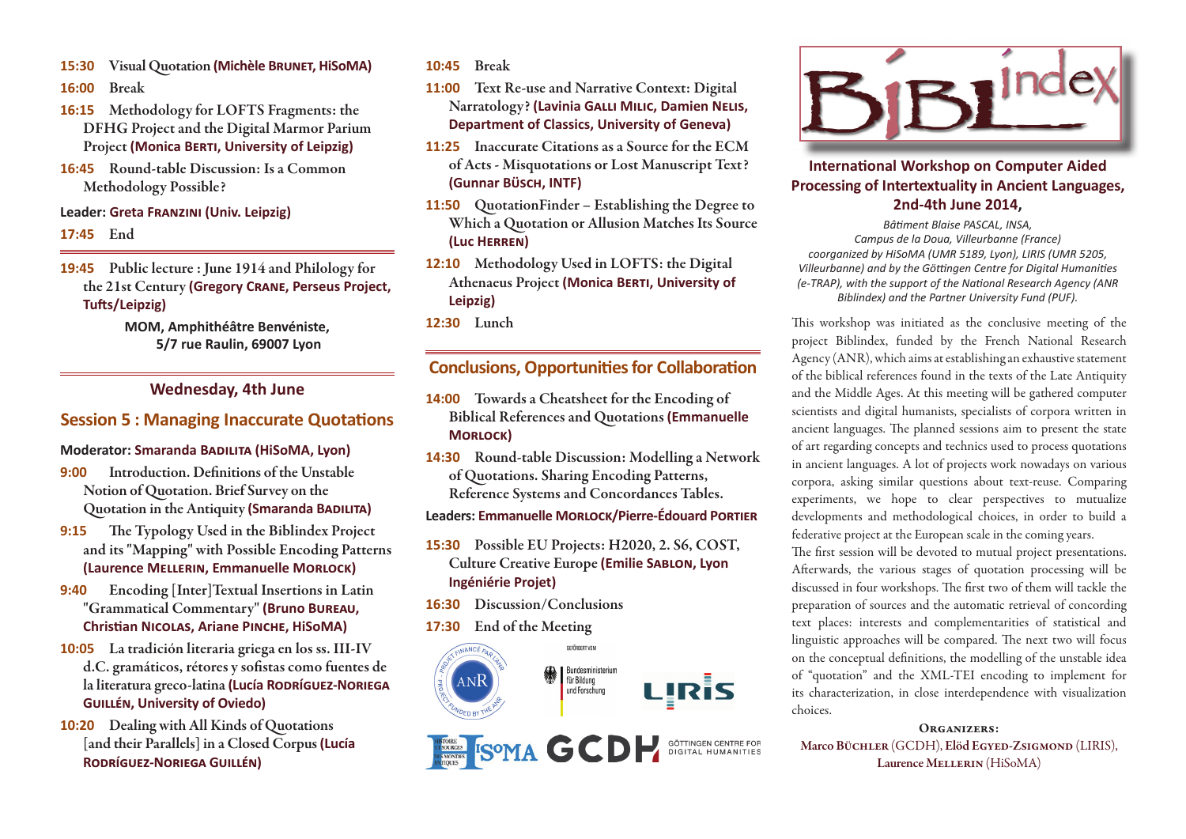**15:30** Visual Quotation **(Michèle Brunet, HiSoMA)**

**16:00** Break

**16:15** Methodology for LOFTS Fragments: the DFHG Project and the Digital Marmor Parium Project **(Monica Berti, University of Leipzig)**

**16:45** Round-table Discussion: Is a Common Methodology Possible?

**Leader: Greta Franzini (Univ. Leipzig)**

**17:45** End

**19:45** Public lecture : June 1914 and Philology for the 21st Century **(Gregory Crane, Perseus Project, Tufts/Leipzig)**

**MOM, Amphithéâtre Benvéniste, 5/7 rue Raulin, 69007 Lyon**

## Wednesday, 4th June

## Session 5 : Managing Inaccurate Quotations

**Moderator: Smaranda Badilita (HiSoMA, Lyon)**

**9:00** Introduction. Definitions of the Unstable Notion of Quotation. Brief Survey on the Quotation in the Antiquity **(Smaranda Badilita)**

**9:15** The Typology Used in the Biblindex Project and its "Mapping" with Possible Encoding Patterns **(Laurence Mellerin, Emmanuelle Morlock)**

**9:40** Encoding [Inter]Textual Insertions in Latin "Grammatical Commentary" **(Bruno Bureau, Christian Nicolas, Ariane Pinche, HiSoMA)**

**10:05** La tradición literaria griega en los ss. III-IV d.C. gramáticos, rétores y sofistas como fuentes de la literatura greco-latina **(Lucía Rodríguez-Noriega Guillén, University of Oviedo)**

**10:20** Dealing with All Kinds of Quotations [and their Parallels] in a Closed Corpus **(Lucía Rodríguez-Noriega Guillén)**

**10:45** Break

**11:00** Text Re-use and Narrative Context: Digital Narratology? **(Lavinia Galli Milic, Damien Nelis, Department of Classics, University of Geneva)**

**11:25** Inaccurate Citations as a Source for the ECM of Acts - Misquotations or Lost Manuscript Text? **(Gunnar Büsch, INTF)**

**11:50** QuotationFinder – Establishing the Degree to Which a Quotation or Allusion Matches Its Source **(Luc Herren)**

**12:10** Methodology Used in LOFTS: the Digital Athenaeus Project **(Monica Berti, University of Leipzig)**

**12:30** Lunch

## Conclusions, Opportunities for Collaboration

**14:00** Towards a Cheatsheet for the Encoding of Biblical References and Quotations **(Emmanuelle Morlock)**

**14:30** Round-table Discussion: Modelling a Network of Quotations. Sharing Encoding Patterns, Reference Systems and Concordances Tables.

**Leaders: Emmanuelle Morlock/Pierre-Édouard Portier**

**15:30** Possible EU Projects: H2020, 2. S6, COST, Culture Creative Europe **(Emilie Sablon, Lyon Ingénierie Projet)**

**16:30** Discussion/Conclusions

**17:30** End of the Meeting

# Biblindex

## International Workshop on Computer Aided Processing of Intertextuality in Ancient Languages, 2nd-4th June 2014,

*Bâtiment Blaise PASCAL, INSA, Campus de la Doua, Villeurbanne (France) coorganized by HiSoMA (UMR 5189, Lyon), LIRIS (UMR 5205, Villeurbanne) and by the Göttingen Centre for Digital Humanities (e-TRAP), with the support of the National Research Agency (ANR Biblindex) and the Partner University Fund (PUF).*

This workshop was initiated as the conclusive meeting of the project Biblindex, funded by the French National Research Agency (ANR), which aims at establishing an exhaustive statement of the biblical references found in the texts of the Late Antiquity and the Middle Ages. At this meeting will be gathered computer scientists and digital humanists, specialists of corpora written in ancient languages. The planned sessions aim to present the state of art regarding concepts and technics used to process quotations in ancient languages. A lot of projects work nowadays on various corpora, asking similar questions about text-reuse. Comparing experiments, we hope to clear perspectives to mutualize developments and methodological choices, in order to build a federative project at the European scale in the coming years.

The first session will be devoted to mutual project presentations. Afterwards, the various stages of quotation processing will be discussed in four workshops. The first two of them will tackle the preparation of sources and the automatic retrieval of concording text places: interests and complementarities of statistical and linguistic approaches will be compared. The next two will focus on the conceptual definitions, the modelling of the unstable idea of "quotation" and the XML-TEI encoding to implement for its characterization, in close interdependence with visualization choices.

**Organizers:**

Marco Büchler (GCDH), Elöd Egyed-Zsigmond (LIRIS), Laurence Mellerin (HiSoMA)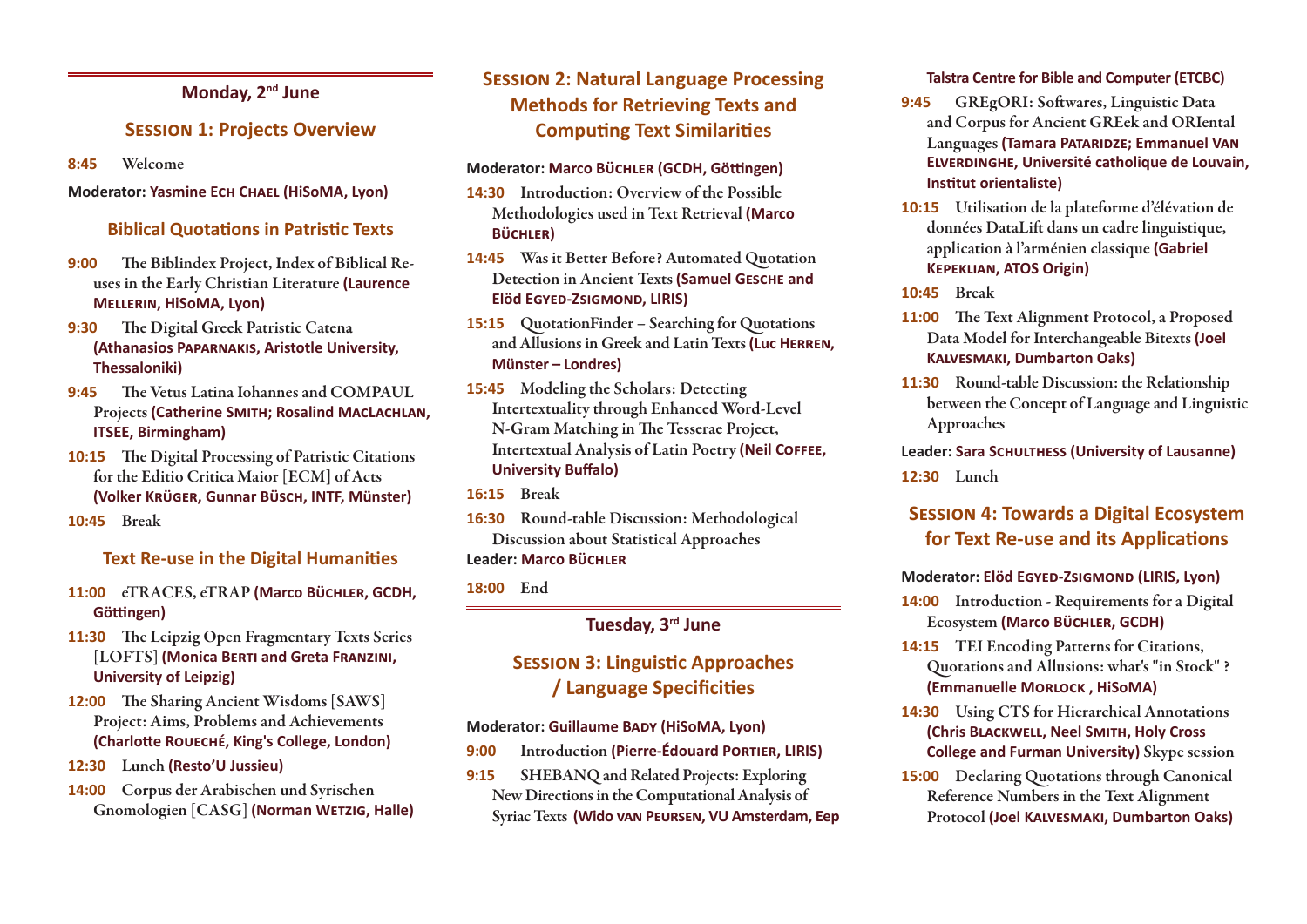## Monday, 2nd June

### Session 1: Projects Overview

**8:45** Welcome

**Moderator: Yasmine Ech Chael (HiSoMA, Lyon)**

#### Biblical Quotations in Patristic Texts

**9:00** The Biblindex Project, Index of Biblical Re-uses in the Early Christian Literature **(Laurence Mellerin, HiSoMA, Lyon)**

**9:30** The Digital Greek Patristic Catena **(Athanasios Paparnakis, Aristotle University, Thessaloniki)**

**9:45** The Vetus Latina Iohannes and COMPAUL Projects **(Catherine Smith; Rosalind MacLachlan, ITSEE, Birmingham)**

**10:15** The Digital Processing of Patristic Citations for the Editio Critica Maior [ECM] of Acts **(Volker Krüger, Gunnar Büsch, INTF, Münster)**

**10:45** Break

#### Text Re-use in the Digital Humanities

**11:00** eTRACES, eTRAP **(Marco Büchler, GCDH, Göttingen)**

**11:30** The Leipzig Open Fragmentary Texts Series [LOFTS] **(Monica Berti and Greta Franzini, University of Leipzig)**

**12:00** The Sharing Ancient Wisdoms [SAWS] Project: Aims, Problems and Achievements **(Charlotte Roueché, King's College, London)**

**12:30** Lunch **(Resto'U Jussieu)**

**14:00** Corpus der Arabischen und Syrischen Gnomologien [CASG] **(Norman Wetzig, Halle)**

### Session 2: Natural Language Processing Methods for Retrieving Texts and Computing Text Similarities

**Moderator: Marco Büchler (GCDH, Göttingen)**

**14:30** Introduction: Overview of the Possible Methodologies used in Text Retrieval **(Marco Büchler)**

**14:45** Was it Better Before? Automated Quotation Detection in Ancient Texts **(Samuel Gesche and Elöd Egyed-Zsigmond, LIRIS)**

**15:15** QuotationFinder – Searching for Quotations and Allusions in Greek and Latin Texts **(Luc Herren, Münster – Londres)**

**15:45** Modeling the Scholars: Detecting Intertextuality through Enhanced Word-Level N-Gram Matching in The Tesserae Project, Intertextual Analysis of Latin Poetry **(Neil Coffee, University Buffalo)**

**16:15** Break

**16:30** Round-table Discussion: Methodological Discussion about Statistical Approaches

**Leader: Marco Büchler**

**18:00** End

## Tuesday, 3rd June

### Session 3: Linguistic Approaches / Language Specificities

**Moderator: Guillaume Bady (HiSoMA, Lyon)**

**9:00** Introduction **(Pierre-Édouard Portier, LIRIS)**

**9:15** SHEBANQ and Related Projects: Exploring New Directions in the Computational Analysis of Syriac Texts **(Wido van Peursen, VU Amsterdam, Eep Talstra Centre for Bible and Computer (ETCBC)**

**9:45** GREgORI: Softwares, Linguistic Data and Corpus for Ancient GREek and ORIental Languages **(Tamara Pataridze; Emmanuel Van Elverdinghe, Université catholique de Louvain, Institut orientaliste)**

**10:15** Utilisation de la plateforme d'élévation de données DataLift dans un cadre linguistique, application à l'arménien classique **(Gabriel Kepeklian, ATOS Origin)**

**10:45** Break

**11:00** The Text Alignment Protocol, a Proposed Data Model for Interchangeable Bitexts **(Joel Kalvesmaki, Dumbarton Oaks)**

**11:30** Round-table Discussion: the Relationship between the Concept of Language and Linguistic Approaches

**Leader: Sara Schulthess (University of Lausanne)**

**12:30** Lunch

### Session 4: Towards a Digital Ecosystem for Text Re-use and its Applications

**Moderator: Elöd Egyed-Zsigmond (LIRIS, Lyon)**

**14:00** Introduction - Requirements for a Digital Ecosystem **(Marco Büchler, GCDH)**

**14:15** TEI Encoding Patterns for Citations, Quotations and Allusions: what's "in Stock" ? **(Emmanuelle Morlock , HiSoMA)**

**14:30** Using CTS for Hierarchical Annotations **(Chris Blackwell, Neel Smith, Holy Cross College and Furman University)** Skype session

**15:00** Declaring Quotations through Canonical Reference Numbers in the Text Alignment Protocol **(Joel Kalvesmaki, Dumbarton Oaks)**